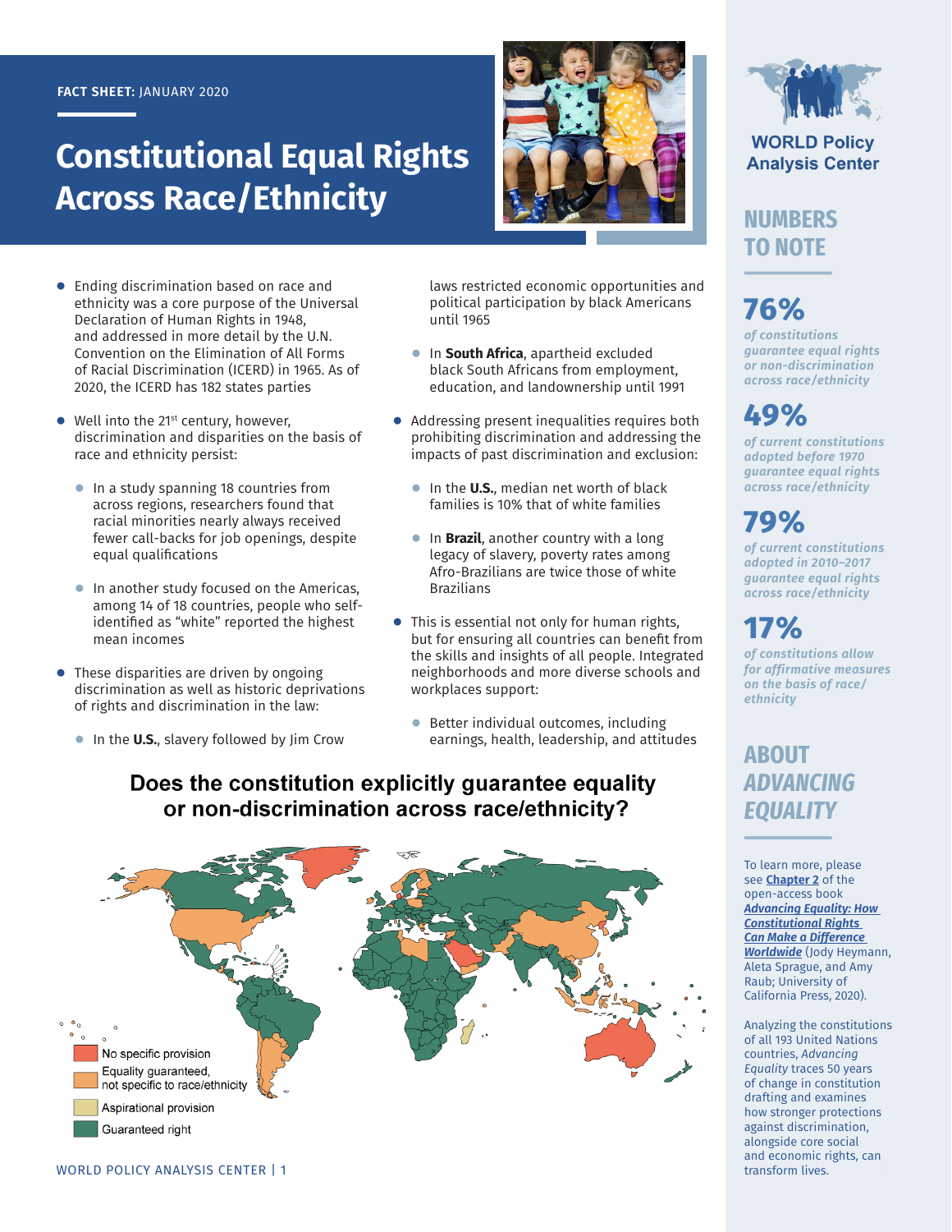FACT SHEET: JANUARY 2020

# Constitutional Equal Rights Across Race/Ethnicity

- Ending discrimination based on race and ethnicity was a core purpose of the Universal Declaration of Human Rights in 1948, and addressed in more detail by the U.N. Convention on the Elimination of All Forms of Racial Discrimination (ICERD) in 1965. As of 2020, the ICERD has 182 states parties
- Well into the 21st century, however, discrimination and disparities on the basis of race and ethnicity persist:
  - In a study spanning 18 countries from across regions, researchers found that racial minorities nearly always received fewer call-backs for job openings, despite equal qualifications
  - In another study focused on the Americas, among 14 of 18 countries, people who self-identified as "white" reported the highest mean incomes
- These disparities are driven by ongoing discrimination as well as historic deprivations of rights and discrimination in the law:
  - In the **U.S.**, slavery followed by Jim Crow laws restricted economic opportunities and political participation by black Americans until 1965
  - In **South Africa**, apartheid excluded black South Africans from employment, education, and landownership until 1991
- Addressing present inequalities requires both prohibiting discrimination and addressing the impacts of past discrimination and exclusion:
  - In the **U.S.**, median net worth of black families is 10% that of white families
  - In **Brazil**, another country with a long legacy of slavery, poverty rates among Afro-Brazilians are twice those of white Brazilians
- This is essential not only for human rights, but for ensuring all countries can benefit from the skills and insights of all people. Integrated neighborhoods and more diverse schools and workplaces support:
  - Better individual outcomes, including earnings, health, leadership, and attitudes

## Does the constitution explicitly guarantee equality or non-discrimination across race/ethnicity?

- No specific provision
- Equality guaranteed, not specific to race/ethnicity
- Aspirational provision
- Guaranteed right

WORLD Policy Analysis Center

## NUMBERS TO NOTE

**76%**
*of constitutions guarantee equal rights or non-discrimination across race/ethnicity*

**49%**
*of current constitutions adopted before 1970 guarantee equal rights across race/ethnicity*

**79%**
*of current constitutions adopted in 2010–2017 guarantee equal rights across race/ethnicity*

**17%**
*of constitutions allow for affirmative measures on the basis of race/ethnicity*

## ABOUT *ADVANCING EQUALITY*

To learn more, please see **Chapter 2** of the open-access book ***Advancing Equality: How Constitutional Rights Can Make a Difference Worldwide*** (Jody Heymann, Aleta Sprague, and Amy Raub; University of California Press, 2020).

Analyzing the constitutions of all 193 United Nations countries, *Advancing Equality* traces 50 years of change in constitution drafting and examines how stronger protections against discrimination, alongside core social and economic rights, can transform lives.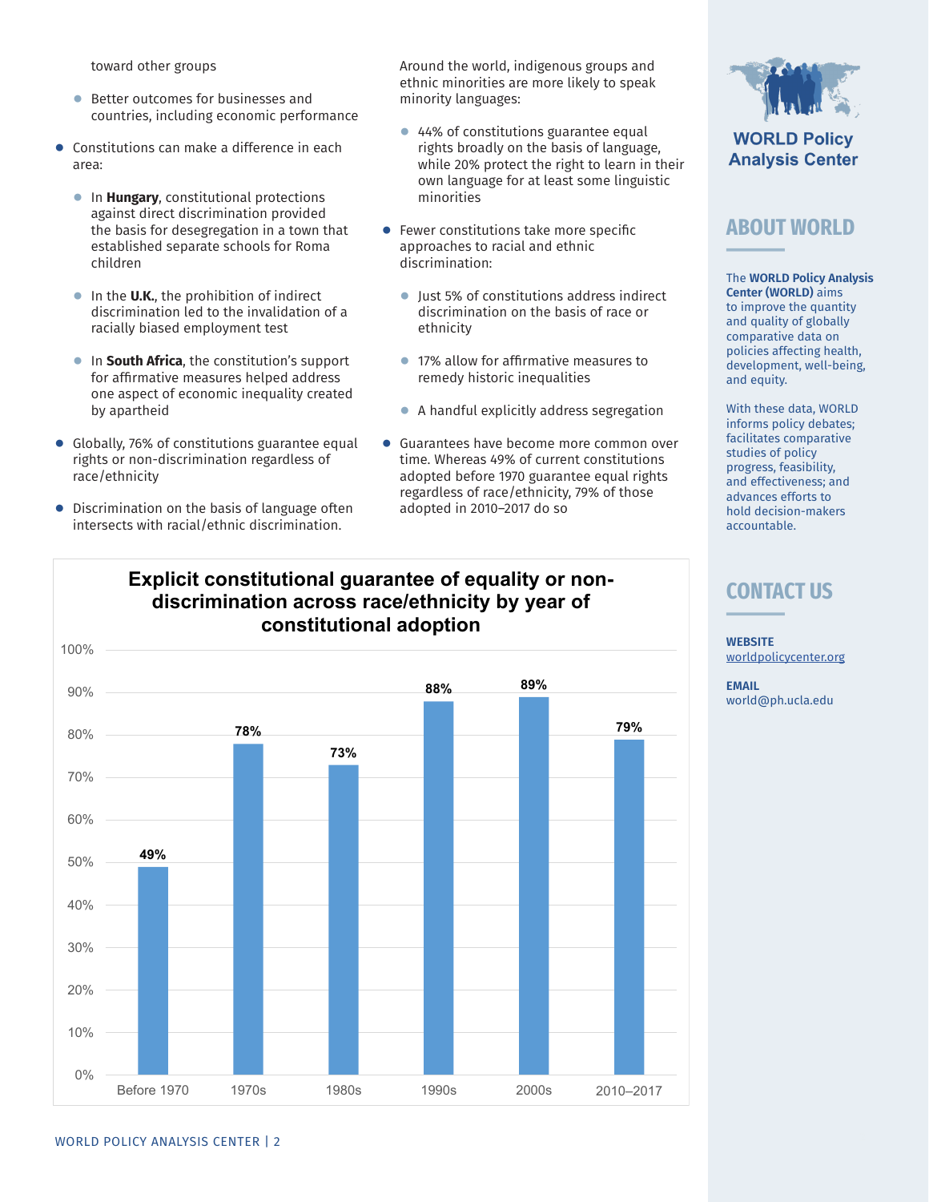toward other groups

- Better outcomes for businesses and countries, including economic performance

- Constitutions can make a difference in each area:
  - In **Hungary**, constitutional protections against direct discrimination provided the basis for desegregation in a town that established separate schools for Roma children
  - In the **U.K.**, the prohibition of indirect discrimination led to the invalidation of a racially biased employment test
  - In **South Africa**, the constitution's support for affirmative measures helped address one aspect of economic inequality created by apartheid
- Globally, 76% of constitutions guarantee equal rights or non-discrimination regardless of race/ethnicity
- Discrimination on the basis of language often intersects with racial/ethnic discrimination.

Around the world, indigenous groups and ethnic minorities are more likely to speak minority languages:

  - 44% of constitutions guarantee equal rights broadly on the basis of language, while 20% protect the right to learn in their own language for at least some linguistic minorities
- Fewer constitutions take more specific approaches to racial and ethnic discrimination:
  - Just 5% of constitutions address indirect discrimination on the basis of race or ethnicity
  - 17% allow for affirmative measures to remedy historic inequalities
  - A handful explicitly address segregation
- Guarantees have become more common over time. Whereas 49% of current constitutions adopted before 1970 guarantee equal rights regardless of race/ethnicity, 79% of those adopted in 2010–2017 do so

**Explicit constitutional guarantee of equality or non-discrimination across race/ethnicity by year of constitutional adoption**

100%
90%
80%
70%
60%
50%
40%
30%
20%
10%
0%

49%
78%
73%
88%
89%
79%

Before 1970
1970s
1980s
1990s
2000s
2010–2017

WORLD Policy Analysis Center

## ABOUT WORLD

The **WORLD Policy Analysis Center (WORLD)** aims to improve the quantity and quality of globally comparative data on policies affecting health, development, well-being, and equity.

With these data, WORLD informs policy debates; facilitates comparative studies of policy progress, feasibility, and effectiveness; and advances efforts to hold decision-makers accountable.

## CONTACT US

**WEBSITE**
worldpolicycenter.org

**EMAIL**
world@ph.ucla.edu